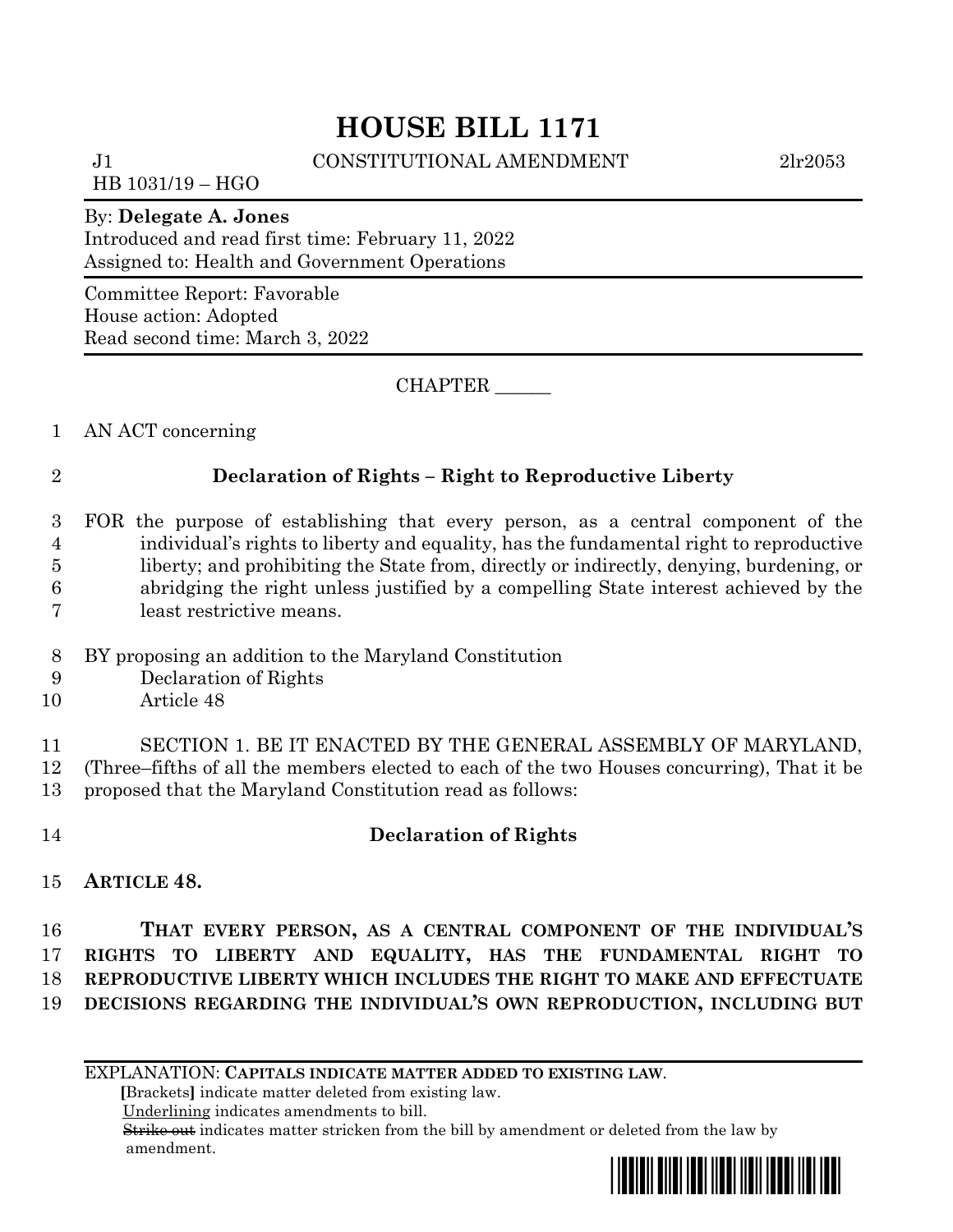# HOUSE BILL 1171

J1 CONSTITUTIONAL AMENDMENT 2lr2053

HB 1031/19 – HGO

By: **Delegate A. Jones**

Introduced and read first time: February 11, 2022

Assigned to: Health and Government Operations

Committee Report: Favorable

House action: Adopted

Read second time: March 3, 2022

CHAPTER ______

AN ACT concerning

**Declaration of Rights – Right to Reproductive Liberty**

FOR the purpose of establishing that every person, as a central component of the individual's rights to liberty and equality, has the fundamental right to reproductive liberty; and prohibiting the State from, directly or indirectly, denying, burdening, or abridging the right unless justified by a compelling State interest achieved by the least restrictive means.

BY proposing an addition to the Maryland Constitution
Declaration of Rights
Article 48

SECTION 1. BE IT ENACTED BY THE GENERAL ASSEMBLY OF MARYLAND, (Three–fifths of all the members elected to each of the two Houses concurring), That it be proposed that the Maryland Constitution read as follows:

**Declaration of Rights**

**ARTICLE 48.**

**THAT EVERY PERSON, AS A CENTRAL COMPONENT OF THE INDIVIDUAL'S RIGHTS TO LIBERTY AND EQUALITY, HAS THE FUNDAMENTAL RIGHT TO REPRODUCTIVE LIBERTY WHICH INCLUDES THE RIGHT TO MAKE AND EFFECTUATE DECISIONS REGARDING THE INDIVIDUAL'S OWN REPRODUCTION, INCLUDING BUT**

EXPLANATION: **CAPITALS INDICATE MATTER ADDED TO EXISTING LAW.**
[Brackets] indicate matter deleted from existing law.
Underlining indicates amendments to bill.
~~Strike out~~ indicates matter stricken from the bill by amendment or deleted from the law by amendment.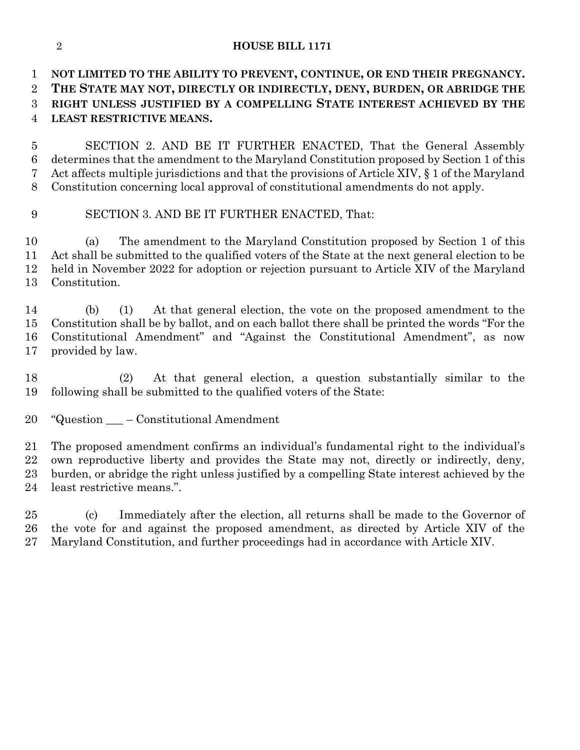**NOT LIMITED TO THE ABILITY TO PREVENT, CONTINUE, OR END THEIR PREGNANCY. THE STATE MAY NOT, DIRECTLY OR INDIRECTLY, DENY, BURDEN, OR ABRIDGE THE RIGHT UNLESS JUSTIFIED BY A COMPELLING STATE INTEREST ACHIEVED BY THE LEAST RESTRICTIVE MEANS.**

SECTION 2. AND BE IT FURTHER ENACTED, That the General Assembly determines that the amendment to the Maryland Constitution proposed by Section 1 of this Act affects multiple jurisdictions and that the provisions of Article XIV, § 1 of the Maryland Constitution concerning local approval of constitutional amendments do not apply.

SECTION 3. AND BE IT FURTHER ENACTED, That:

(a) The amendment to the Maryland Constitution proposed by Section 1 of this Act shall be submitted to the qualified voters of the State at the next general election to be held in November 2022 for adoption or rejection pursuant to Article XIV of the Maryland Constitution.

(b) (1) At that general election, the vote on the proposed amendment to the Constitution shall be by ballot, and on each ballot there shall be printed the words "For the Constitutional Amendment" and "Against the Constitutional Amendment", as now provided by law.

(2) At that general election, a question substantially similar to the following shall be submitted to the qualified voters of the State:

"Question ___ – Constitutional Amendment

The proposed amendment confirms an individual's fundamental right to the individual's own reproductive liberty and provides the State may not, directly or indirectly, deny, burden, or abridge the right unless justified by a compelling State interest achieved by the least restrictive means.".

(c) Immediately after the election, all returns shall be made to the Governor of the vote for and against the proposed amendment, as directed by Article XIV of the Maryland Constitution, and further proceedings had in accordance with Article XIV.